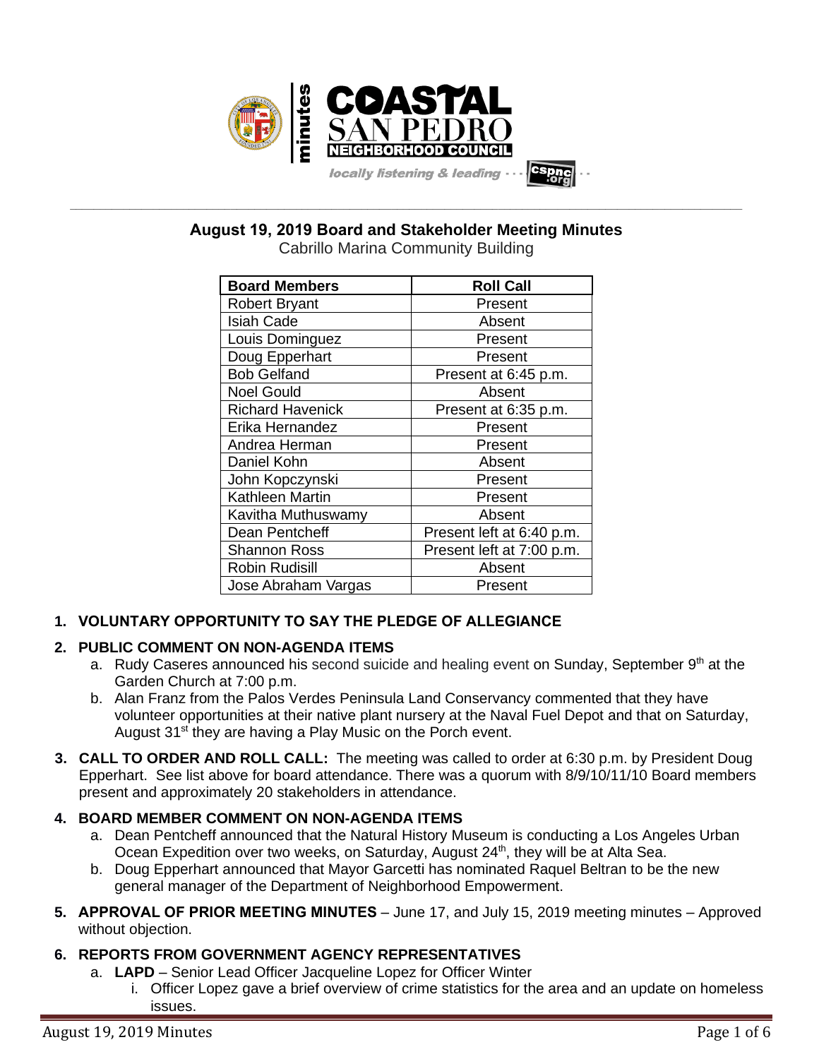# August 19, 2019 Board and Stakeholder Meeting Minutes

Cabrillo Marina Community Building

| Board Members | Roll Call |
|---|---|
| Robert Bryant | Present |
| Isiah Cade | Absent |
| Louis Dominguez | Present |
| Doug Epperhart | Present |
| Bob Gelfand | Present at 6:45 p.m. |
| Noel Gould | Absent |
| Richard Havenick | Present at 6:35 p.m. |
| Erika Hernandez | Present |
| Andrea Herman | Present |
| Daniel Kohn | Absent |
| John Kopczynski | Present |
| Kathleen Martin | Present |
| Kavitha Muthuswamy | Absent |
| Dean Pentcheff | Present left at 6:40 p.m. |
| Shannon Ross | Present left at 7:00 p.m. |
| Robin Rudisill | Absent |
| Jose Abraham Vargas | Present |

1. **VOLUNTARY OPPORTUNITY TO SAY THE PLEDGE OF ALLEGIANCE**

2. **PUBLIC COMMENT ON NON-AGENDA ITEMS**
   a. Rudy Caseres announced his second suicide and healing event on Sunday, September 9th at the Garden Church at 7:00 p.m.
   b. Alan Franz from the Palos Verdes Peninsula Land Conservancy commented that they have volunteer opportunities at their native plant nursery at the Naval Fuel Depot and that on Saturday, August 31st they are having a Play Music on the Porch event.

3. **CALL TO ORDER AND ROLL CALL:** The meeting was called to order at 6:30 p.m. by President Doug Epperhart. See list above for board attendance. There was a quorum with 8/9/10/11/10 Board members present and approximately 20 stakeholders in attendance.

4. **BOARD MEMBER COMMENT ON NON-AGENDA ITEMS**
   a. Dean Pentcheff announced that the Natural History Museum is conducting a Los Angeles Urban Ocean Expedition over two weeks, on Saturday, August 24th, they will be at Alta Sea.
   b. Doug Epperhart announced that Mayor Garcetti has nominated Raquel Beltran to be the new general manager of the Department of Neighborhood Empowerment.

5. **APPROVAL OF PRIOR MEETING MINUTES** – June 17, and July 15, 2019 meeting minutes – Approved without objection.

6. **REPORTS FROM GOVERNMENT AGENCY REPRESENTATIVES**
   a. **LAPD** – Senior Lead Officer Jacqueline Lopez for Officer Winter
      i. Officer Lopez gave a brief overview of crime statistics for the area and an update on homeless issues.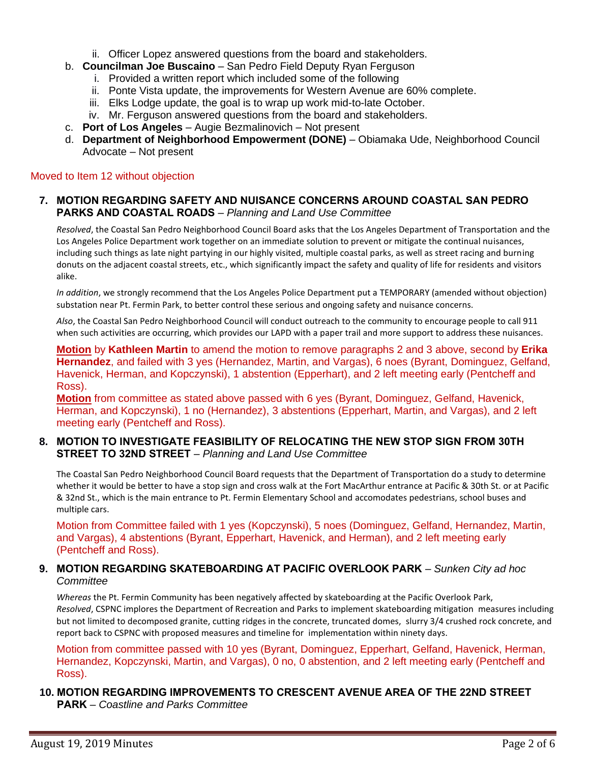ii. Officer Lopez answered questions from the board and stakeholders.

b. **Councilman Joe Buscaino** – San Pedro Field Deputy Ryan Ferguson
   i. Provided a written report which included some of the following
   ii. Ponte Vista update, the improvements for Western Avenue are 60% complete.
   iii. Elks Lodge update, the goal is to wrap up work mid-to-late October.
   iv. Mr. Ferguson answered questions from the board and stakeholders.

c. **Port of Los Angeles** – Augie Bezmalinovich – Not present

d. **Department of Neighborhood Empowerment (DONE)** – Obiamaka Ude, Neighborhood Council Advocate – Not present

Moved to Item 12 without objection

### 7. MOTION REGARDING SAFETY AND NUISANCE CONCERNS AROUND COASTAL SAN PEDRO PARKS AND COASTAL ROADS – *Planning and Land Use Committee*

*Resolved*, the Coastal San Pedro Neighborhood Council Board asks that the Los Angeles Department of Transportation and the Los Angeles Police Department work together on an immediate solution to prevent or mitigate the continual nuisances, including such things as late night partying in our highly visited, multiple coastal parks, as well as street racing and burning donuts on the adjacent coastal streets, etc., which significantly impact the safety and quality of life for residents and visitors alike.

*In addition*, we strongly recommend that the Los Angeles Police Department put a TEMPORARY (amended without objection) substation near Pt. Fermin Park, to better control these serious and ongoing safety and nuisance concerns.

*Also*, the Coastal San Pedro Neighborhood Council will conduct outreach to the community to encourage people to call 911 when such activities are occurring, which provides our LAPD with a paper trail and more support to address these nuisances.

**Motion** by **Kathleen Martin** to amend the motion to remove paragraphs 2 and 3 above, second by **Erika Hernandez**, and failed with 3 yes (Hernandez, Martin, and Vargas), 6 noes (Byrant, Dominguez, Gelfand, Havenick, Herman, and Kopczynski), 1 abstention (Epperhart), and 2 left meeting early (Pentcheff and Ross).

**Motion** from committee as stated above passed with 6 yes (Byrant, Dominguez, Gelfand, Havenick, Herman, and Kopczynski), 1 no (Hernandez), 3 abstentions (Epperhart, Martin, and Vargas), and 2 left meeting early (Pentcheff and Ross).

### 8. MOTION TO INVESTIGATE FEASIBILITY OF RELOCATING THE NEW STOP SIGN FROM 30TH STREET TO 32ND STREET – *Planning and Land Use Committee*

The Coastal San Pedro Neighborhood Council Board requests that the Department of Transportation do a study to determine whether it would be better to have a stop sign and cross walk at the Fort MacArthur entrance at Pacific & 30th St. or at Pacific & 32nd St., which is the main entrance to Pt. Fermin Elementary School and accomodates pedestrians, school buses and multiple cars.

Motion from Committee failed with 1 yes (Kopczynski), 5 noes (Dominguez, Gelfand, Hernandez, Martin, and Vargas), 4 abstentions (Byrant, Epperhart, Havenick, and Herman), and 2 left meeting early (Pentcheff and Ross).

### 9. MOTION REGARDING SKATEBOARDING AT PACIFIC OVERLOOK PARK – *Sunken City ad hoc Committee*

*Whereas* the Pt. Fermin Community has been negatively affected by skateboarding at the Pacific Overlook Park,
*Resolved*, CSPNC implores the Department of Recreation and Parks to implement skateboarding mitigation measures including but not limited to decomposed granite, cutting ridges in the concrete, truncated domes, slurry 3/4 crushed rock concrete, and report back to CSPNC with proposed measures and timeline for implementation within ninety days.

Motion from committee passed with 10 yes (Byrant, Dominguez, Epperhart, Gelfand, Havenick, Herman, Hernandez, Kopczynski, Martin, and Vargas), 0 no, 0 abstention, and 2 left meeting early (Pentcheff and Ross).

### 10. MOTION REGARDING IMPROVEMENTS TO CRESCENT AVENUE AREA OF THE 22ND STREET PARK – *Coastline and Parks Committee*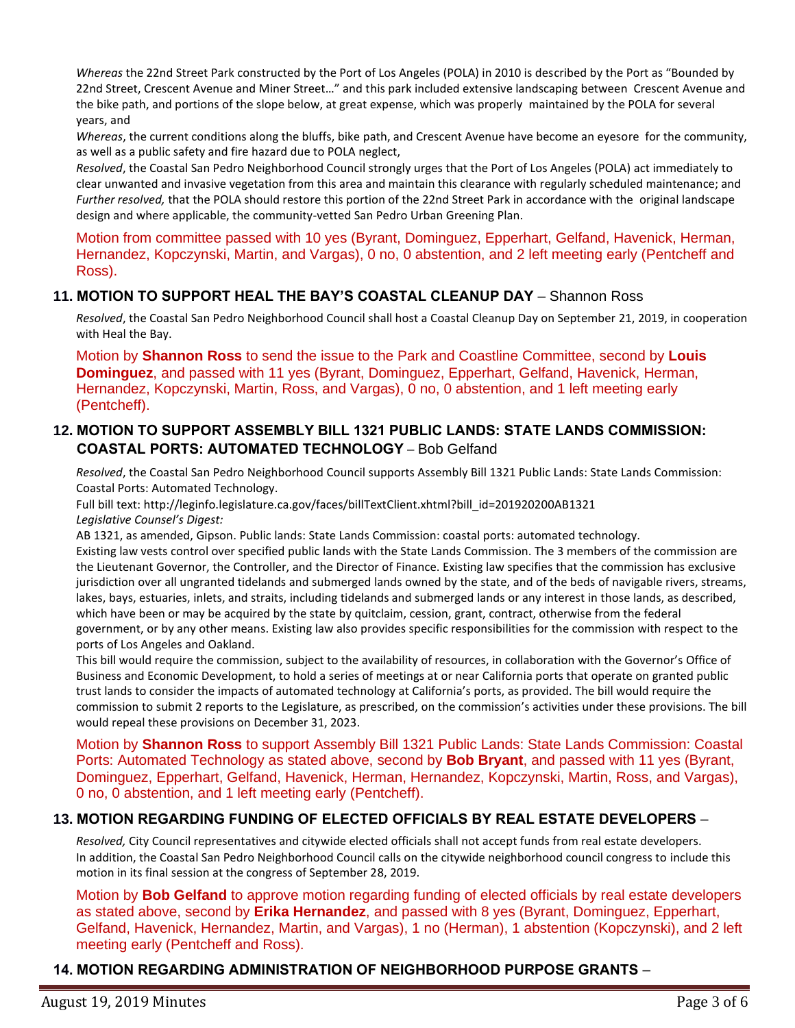*Whereas* the 22nd Street Park constructed by the Port of Los Angeles (POLA) in 2010 is described by the Port as "Bounded by 22nd Street, Crescent Avenue and Miner Street…" and this park included extensive landscaping between Crescent Avenue and the bike path, and portions of the slope below, at great expense, which was properly maintained by the POLA for several years, and

*Whereas*, the current conditions along the bluffs, bike path, and Crescent Avenue have become an eyesore for the community, as well as a public safety and fire hazard due to POLA neglect,

*Resolved*, the Coastal San Pedro Neighborhood Council strongly urges that the Port of Los Angeles (POLA) act immediately to clear unwanted and invasive vegetation from this area and maintain this clearance with regularly scheduled maintenance; and

*Further resolved,* that the POLA should restore this portion of the 22nd Street Park in accordance with the original landscape design and where applicable, the community-vetted San Pedro Urban Greening Plan.

Motion from committee passed with 10 yes (Byrant, Dominguez, Epperhart, Gelfand, Havenick, Herman, Hernandez, Kopczynski, Martin, and Vargas), 0 no, 0 abstention, and 2 left meeting early (Pentcheff and Ross).

## 11. MOTION TO SUPPORT HEAL THE BAY'S COASTAL CLEANUP DAY – Shannon Ross

*Resolved*, the Coastal San Pedro Neighborhood Council shall host a Coastal Cleanup Day on September 21, 2019, in cooperation with Heal the Bay.

Motion by **Shannon Ross** to send the issue to the Park and Coastline Committee, second by **Louis Dominguez**, and passed with 11 yes (Byrant, Dominguez, Epperhart, Gelfand, Havenick, Herman, Hernandez, Kopczynski, Martin, Ross, and Vargas), 0 no, 0 abstention, and 1 left meeting early (Pentcheff).

## 12. MOTION TO SUPPORT ASSEMBLY BILL 1321 PUBLIC LANDS: STATE LANDS COMMISSION: COASTAL PORTS: AUTOMATED TECHNOLOGY – Bob Gelfand

*Resolved*, the Coastal San Pedro Neighborhood Council supports Assembly Bill 1321 Public Lands: State Lands Commission: Coastal Ports: Automated Technology.

Full bill text: http://leginfo.legislature.ca.gov/faces/billTextClient.xhtml?bill_id=201920200AB1321

*Legislative Counsel's Digest:*

AB 1321, as amended, Gipson. Public lands: State Lands Commission: coastal ports: automated technology.

Existing law vests control over specified public lands with the State Lands Commission. The 3 members of the commission are the Lieutenant Governor, the Controller, and the Director of Finance. Existing law specifies that the commission has exclusive jurisdiction over all ungranted tidelands and submerged lands owned by the state, and of the beds of navigable rivers, streams, lakes, bays, estuaries, inlets, and straits, including tidelands and submerged lands or any interest in those lands, as described, which have been or may be acquired by the state by quitclaim, cession, grant, contract, otherwise from the federal government, or by any other means. Existing law also provides specific responsibilities for the commission with respect to the ports of Los Angeles and Oakland.

This bill would require the commission, subject to the availability of resources, in collaboration with the Governor's Office of Business and Economic Development, to hold a series of meetings at or near California ports that operate on granted public trust lands to consider the impacts of automated technology at California's ports, as provided. The bill would require the commission to submit 2 reports to the Legislature, as prescribed, on the commission's activities under these provisions. The bill would repeal these provisions on December 31, 2023.

Motion by **Shannon Ross** to support Assembly Bill 1321 Public Lands: State Lands Commission: Coastal Ports: Automated Technology as stated above, second by **Bob Bryant**, and passed with 11 yes (Byrant, Dominguez, Epperhart, Gelfand, Havenick, Herman, Hernandez, Kopczynski, Martin, Ross, and Vargas), 0 no, 0 abstention, and 1 left meeting early (Pentcheff).

## 13. MOTION REGARDING FUNDING OF ELECTED OFFICIALS BY REAL ESTATE DEVELOPERS –

*Resolved,* City Council representatives and citywide elected officials shall not accept funds from real estate developers. In addition, the Coastal San Pedro Neighborhood Council calls on the citywide neighborhood council congress to include this motion in its final session at the congress of September 28, 2019.

Motion by **Bob Gelfand** to approve motion regarding funding of elected officials by real estate developers as stated above, second by **Erika Hernandez**, and passed with 8 yes (Byrant, Dominguez, Epperhart, Gelfand, Havenick, Hernandez, Martin, and Vargas), 1 no (Herman), 1 abstention (Kopczynski), and 2 left meeting early (Pentcheff and Ross).

## 14. MOTION REGARDING ADMINISTRATION OF NEIGHBORHOOD PURPOSE GRANTS –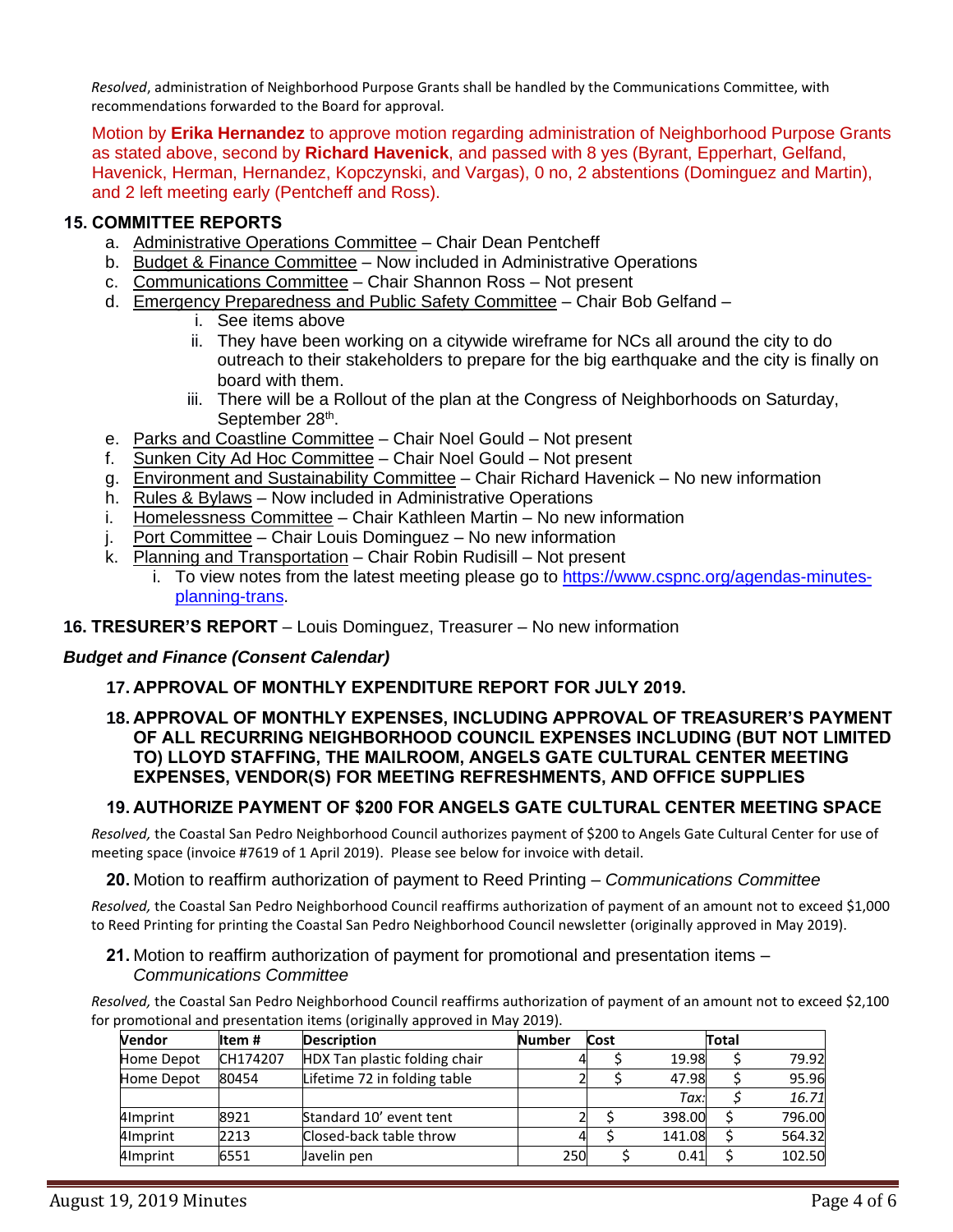*Resolved*, administration of Neighborhood Purpose Grants shall be handled by the Communications Committee, with recommendations forwarded to the Board for approval.

Motion by **Erika Hernandez** to approve motion regarding administration of Neighborhood Purpose Grants as stated above, second by **Richard Havenick**, and passed with 8 yes (Byrant, Epperhart, Gelfand, Havenick, Herman, Hernandez, Kopczynski, and Vargas), 0 no, 2 abstentions (Dominguez and Martin), and 2 left meeting early (Pentcheff and Ross).

### 15. COMMITTEE REPORTS

a. Administrative Operations Committee – Chair Dean Pentcheff
b. Budget & Finance Committee – Now included in Administrative Operations
c. Communications Committee – Chair Shannon Ross – Not present
d. Emergency Preparedness and Public Safety Committee – Chair Bob Gelfand –
   i. See items above
   ii. They have been working on a citywide wireframe for NCs all around the city to do outreach to their stakeholders to prepare for the big earthquake and the city is finally on board with them.
   iii. There will be a Rollout of the plan at the Congress of Neighborhoods on Saturday, September 28th.
e. Parks and Coastline Committee – Chair Noel Gould – Not present
f. Sunken City Ad Hoc Committee – Chair Noel Gould – Not present
g. Environment and Sustainability Committee – Chair Richard Havenick – No new information
h. Rules & Bylaws – Now included in Administrative Operations
i. Homelessness Committee – Chair Kathleen Martin – No new information
j. Port Committee – Chair Louis Dominguez – No new information
k. Planning and Transportation – Chair Robin Rudisill – Not present
   i. To view notes from the latest meeting please go to https://www.cspnc.org/agendas-minutes-planning-trans.

### 16. TRESURER'S REPORT – Louis Dominguez, Treasurer – No new information

***Budget and Finance (Consent Calendar)***

#### 17. APPROVAL OF MONTHLY EXPENDITURE REPORT FOR JULY 2019.

#### 18. APPROVAL OF MONTHLY EXPENSES, INCLUDING APPROVAL OF TREASURER'S PAYMENT OF ALL RECURRING NEIGHBORHOOD COUNCIL EXPENSES INCLUDING (BUT NOT LIMITED TO) LLOYD STAFFING, THE MAILROOM, ANGELS GATE CULTURAL CENTER MEETING EXPENSES, VENDOR(S) FOR MEETING REFRESHMENTS, AND OFFICE SUPPLIES

#### 19. AUTHORIZE PAYMENT OF $200 FOR ANGELS GATE CULTURAL CENTER MEETING SPACE

*Resolved,* the Coastal San Pedro Neighborhood Council authorizes payment of $200 to Angels Gate Cultural Center for use of meeting space (invoice #7619 of 1 April 2019). Please see below for invoice with detail.

**20.** Motion to reaffirm authorization of payment to Reed Printing – *Communications Committee*

*Resolved,* the Coastal San Pedro Neighborhood Council reaffirms authorization of payment of an amount not to exceed $1,000 to Reed Printing for printing the Coastal San Pedro Neighborhood Council newsletter (originally approved in May 2019).

**21.** Motion to reaffirm authorization of payment for promotional and presentation items – *Communications Committee*

*Resolved,* the Coastal San Pedro Neighborhood Council reaffirms authorization of payment of an amount not to exceed $2,100 for promotional and presentation items (originally approved in May 2019).

| Vendor | Item # | Description | Number | Cost | Total |
|---|---|---|---|---|---|
| Home Depot | CH174207 | HDX Tan plastic folding chair | 4 | $ 19.98 | $ 79.92 |
| Home Depot | 80454 | Lifetime 72 in folding table | 2 | $ 47.98 | $ 95.96 |
| | | | | *Tax:* | *$ 16.71* |
| 4Imprint | 8921 | Standard 10' event tent | 2 | $ 398.00 | $ 796.00 |
| 4Imprint | 2213 | Closed-back table throw | 4 | $ 141.08 | $ 564.32 |
| 4Imprint | 6551 | Javelin pen | 250 | $ 0.41 | $ 102.50 |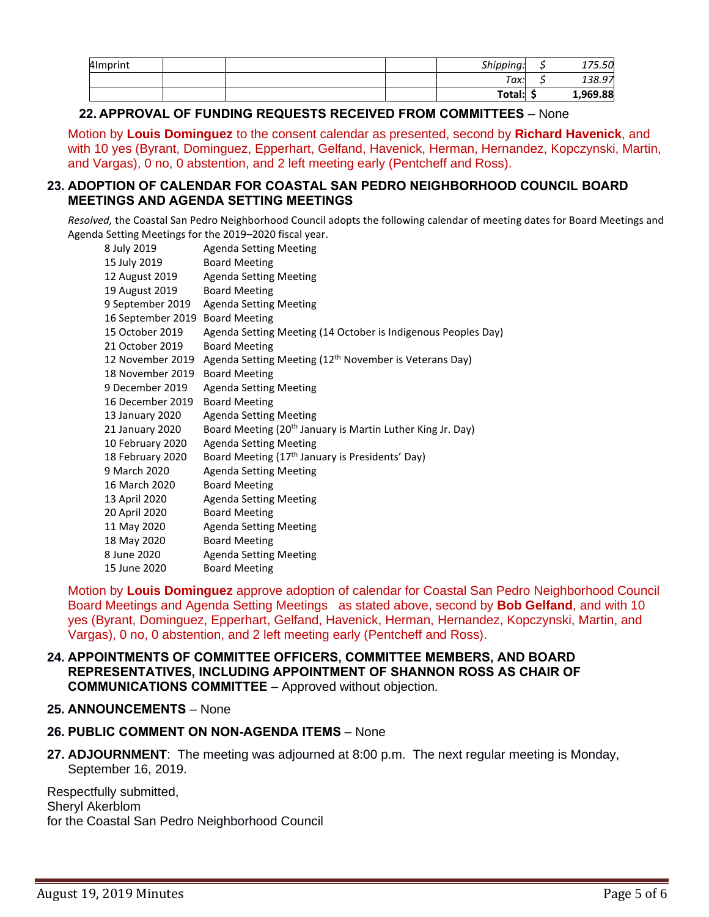| 4Imprint | | | | Shipping: | $ | 175.50 |
|---|---|---|---|---|---|---|
| | | | | Tax: | $ | 138.97 |
| | | | | **Total:** | **$** | **1,969.88** |

**22. APPROVAL OF FUNDING REQUESTS RECEIVED FROM COMMITTEES** – None

Motion by **Louis Dominguez** to the consent calendar as presented, second by **Richard Havenick**, and with 10 yes (Byrant, Dominguez, Epperhart, Gelfand, Havenick, Herman, Hernandez, Kopczynski, Martin, and Vargas), 0 no, 0 abstention, and 2 left meeting early (Pentcheff and Ross).

**23. ADOPTION OF CALENDAR FOR COASTAL SAN PEDRO NEIGHBORHOOD COUNCIL BOARD MEETINGS AND AGENDA SETTING MEETINGS**

*Resolved,* the Coastal San Pedro Neighborhood Council adopts the following calendar of meeting dates for Board Meetings and Agenda Setting Meetings for the 2019–2020 fiscal year.

| | |
|---|---|
| 8 July 2019 | Agenda Setting Meeting |
| 15 July 2019 | Board Meeting |
| 12 August 2019 | Agenda Setting Meeting |
| 19 August 2019 | Board Meeting |
| 9 September 2019 | Agenda Setting Meeting |
| 16 September 2019 | Board Meeting |
| 15 October 2019 | Agenda Setting Meeting (14 October is Indigenous Peoples Day) |
| 21 October 2019 | Board Meeting |
| 12 November 2019 | Agenda Setting Meeting (12th November is Veterans Day) |
| 18 November 2019 | Board Meeting |
| 9 December 2019 | Agenda Setting Meeting |
| 16 December 2019 | Board Meeting |
| 13 January 2020 | Agenda Setting Meeting |
| 21 January 2020 | Board Meeting (20th January is Martin Luther King Jr. Day) |
| 10 February 2020 | Agenda Setting Meeting |
| 18 February 2020 | Board Meeting (17th January is Presidents' Day) |
| 9 March 2020 | Agenda Setting Meeting |
| 16 March 2020 | Board Meeting |
| 13 April 2020 | Agenda Setting Meeting |
| 20 April 2020 | Board Meeting |
| 11 May 2020 | Agenda Setting Meeting |
| 18 May 2020 | Board Meeting |
| 8 June 2020 | Agenda Setting Meeting |
| 15 June 2020 | Board Meeting |

Motion by **Louis Dominguez** approve adoption of calendar for Coastal San Pedro Neighborhood Council Board Meetings and Agenda Setting Meetings as stated above, second by **Bob Gelfand**, and with 10 yes (Byrant, Dominguez, Epperhart, Gelfand, Havenick, Herman, Hernandez, Kopczynski, Martin, and Vargas), 0 no, 0 abstention, and 2 left meeting early (Pentcheff and Ross).

**24. APPOINTMENTS OF COMMITTEE OFFICERS, COMMITTEE MEMBERS, AND BOARD REPRESENTATIVES, INCLUDING APPOINTMENT OF SHANNON ROSS AS CHAIR OF COMMUNICATIONS COMMITTEE** – Approved without objection.

**25. ANNOUNCEMENTS** – None

**26. PUBLIC COMMENT ON NON-AGENDA ITEMS** – None

**27. ADJOURNMENT**: The meeting was adjourned at 8:00 p.m. The next regular meeting is Monday, September 16, 2019.

Respectfully submitted,
Sheryl Akerblom
for the Coastal San Pedro Neighborhood Council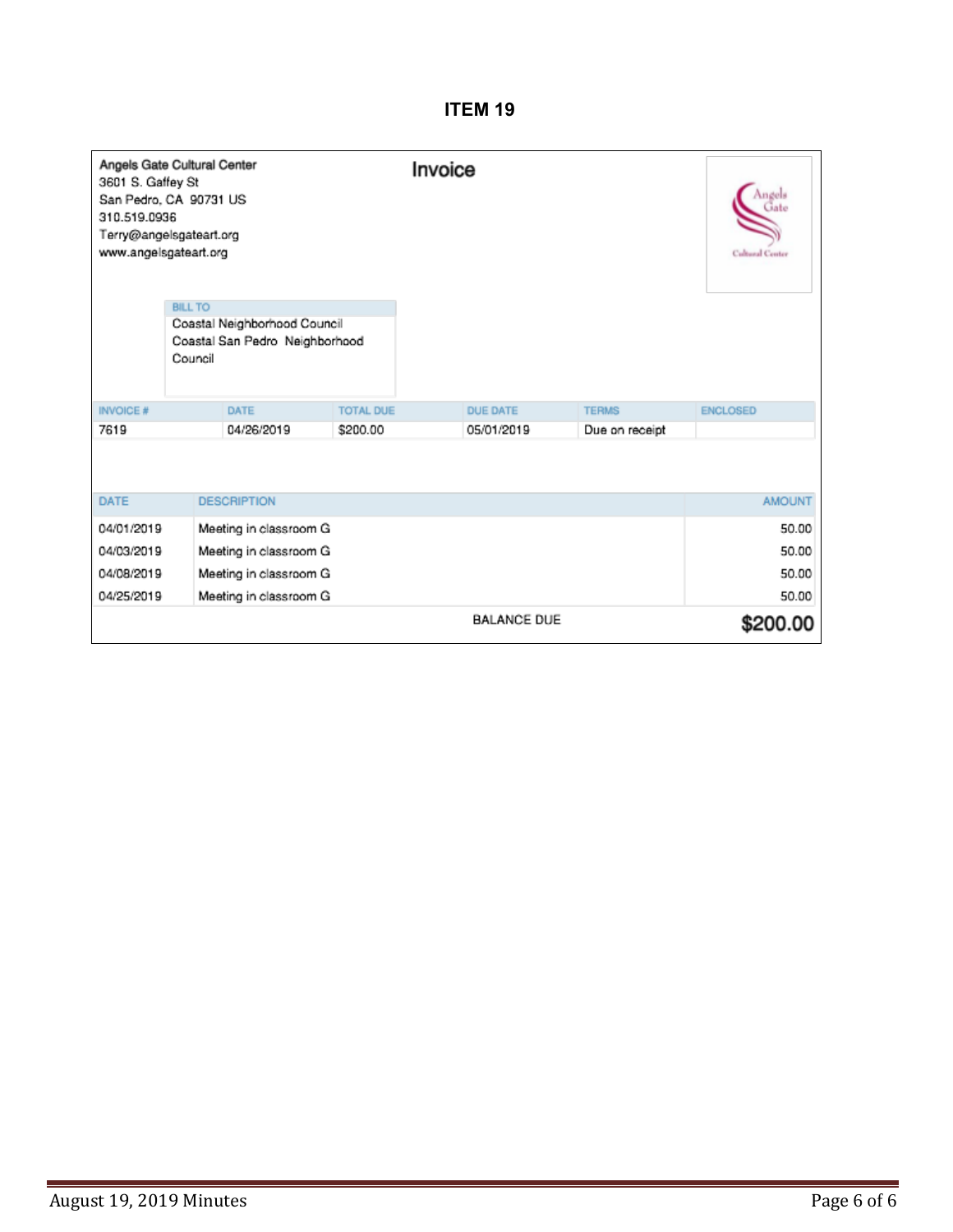## ITEM 19

Angels Gate Cultural Center
3601 S. Gaffey St
San Pedro, CA 90731 US
310.519.0936
Terry@angelsgateart.org
www.angelsgateart.org

# Invoice

Angels Gate Cultural Center

**BILL TO**
Coastal Neighborhood Council
Coastal San Pedro Neighborhood Council

| INVOICE # | DATE | TOTAL DUE | DUE DATE | TERMS | ENCLOSED |
|---|---|---|---|---|---|
| 7619 | 04/26/2019 | $200.00 | 05/01/2019 | Due on receipt | |

| DATE | DESCRIPTION | AMOUNT |
|---|---|---|
| 04/01/2019 | Meeting in classroom G | 50.00 |
| 04/03/2019 | Meeting in classroom G | 50.00 |
| 04/08/2019 | Meeting in classroom G | 50.00 |
| 04/25/2019 | Meeting in classroom G | 50.00 |
| | BALANCE DUE | **$200.00** |

August 19, 2019 Minutes